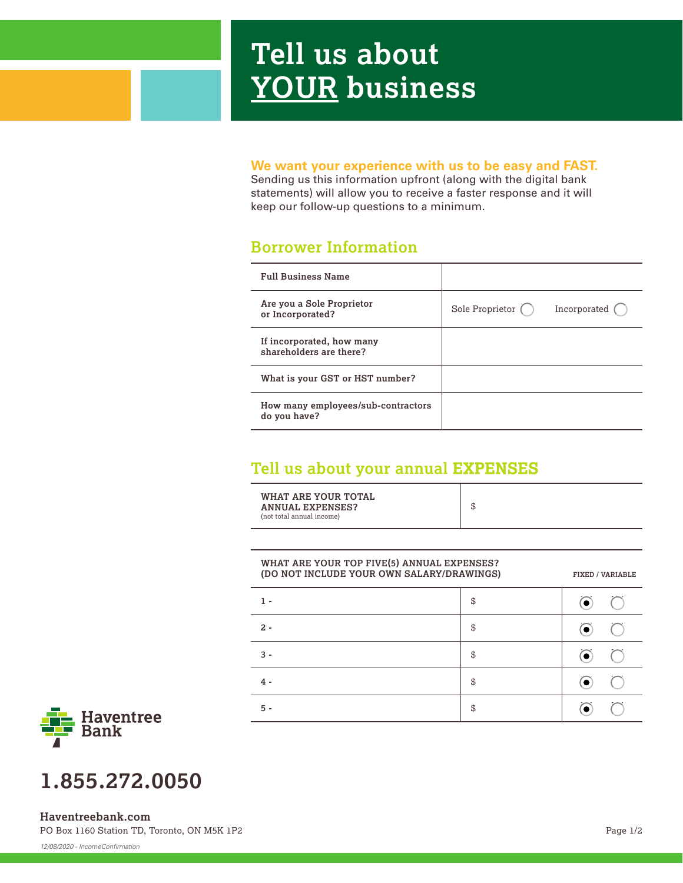# Tell us about YOUR business

**We want your experience with us to be easy and FAST.**
Sending us this information upfront (along with the digital bank statements) will allow you to receive a faster response and it will keep our follow-up questions to a minimum.

## Borrower Information

| | |
|---|---|
| **Full Business Name** | |
| **Are you a Sole Proprietor or Incorporated?** | Sole Proprietor ◯ Incorporated ◯ |
| **If incorporated, how many shareholders are there?** | |
| **What is your GST or HST number?** | |
| **How many employees/sub-contractors do you have?** | |

## Tell us about your annual EXPENSES

| | |
|---|---|
| **WHAT ARE YOUR TOTAL ANNUAL EXPENSES?** (not total annual income) | $ |

| WHAT ARE YOUR TOP FIVE(5) ANNUAL EXPENSES? (DO NOT INCLUDE YOUR OWN SALARY/DRAWINGS) | | FIXED | VARIABLE |
|---|---|---|---|
| 1 - | $ | ◉ | ◯ |
| 2 - | $ | ◉ | ◯ |
| 3 - | $ | ◉ | ◯ |
| 4 - | $ | ◉ | ◯ |
| 5 - | $ | ◉ | ◯ |

Haventree Bank

**1.855.272.0050**

**Haventreebank.com**
PO Box 1160 Station TD, Toronto, ON M5K 1P2

*12/08/2020 - IncomeConfirmation*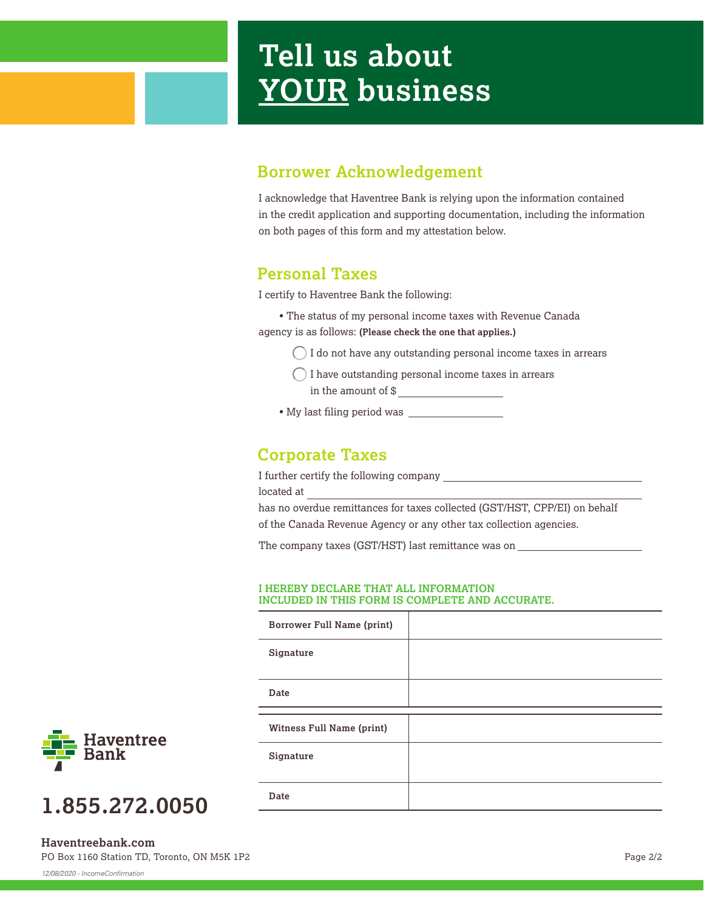# Tell us about YOUR business

## Borrower Acknowledgement

I acknowledge that Haventree Bank is relying upon the information contained in the credit application and supporting documentation, including the information on both pages of this form and my attestation below.

## Personal Taxes

I certify to Haventree Bank the following:

- The status of my personal income taxes with Revenue Canada agency is as follows: **(Please check the one that applies.)**

  ◯ I do not have any outstanding personal income taxes in arrears

  ◯ I have outstanding personal income taxes in arrears in the amount of $ ____________

- My last filing period was ____________

## Corporate Taxes

I further certify the following company ______________________________
located at ______________________________
has no overdue remittances for taxes collected (GST/HST, CPP/EI) on behalf of the Canada Revenue Agency or any other tax collection agencies.

The company taxes (GST/HST) last remittance was on ____________

**I HEREBY DECLARE THAT ALL INFORMATION INCLUDED IN THIS FORM IS COMPLETE AND ACCURATE.**

| | |
|---|---|
| **Borrower Full Name (print)** | |
| **Signature** | |
| **Date** | |

| | |
|---|---|
| **Witness Full Name (print)** | |
| **Signature** | |
| **Date** | |

Haventree Bank

**1.855.272.0050**

**Haventreebank.com**
PO Box 1160 Station TD, Toronto, ON M5K 1P2

*12/08/2020 - IncomeConfirmation*